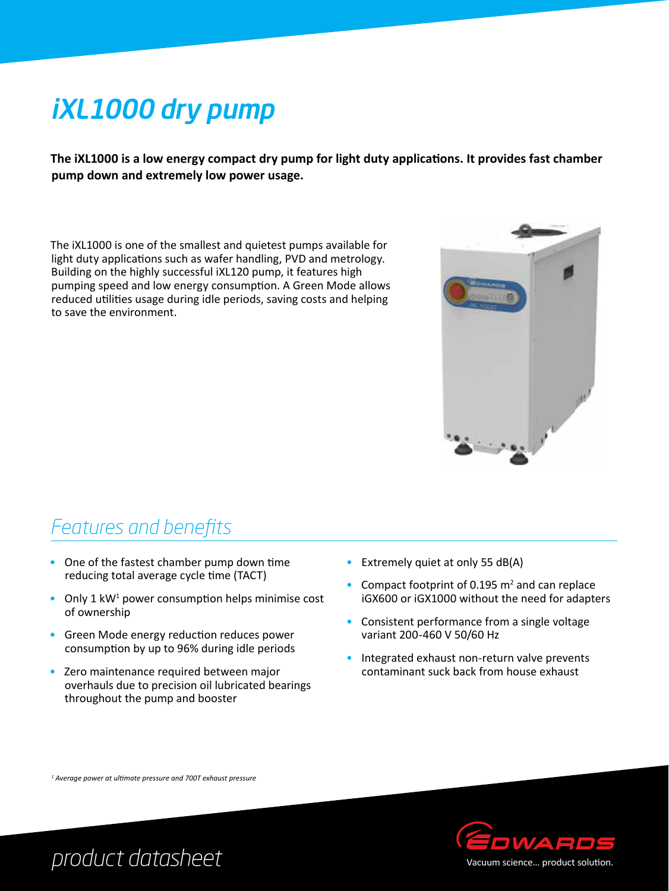# iXL1000 dry pump

**The iXL1000 is a low energy compact dry pump for light duty applications. It provides fast chamber pump down and extremely low power usage.**

The iXL1000 is one of the smallest and quietest pumps available for light duty applications such as wafer handling, PVD and metrology. Building on the highly successful iXL120 pump, it features high pumping speed and low energy consumption. A Green Mode allows reduced utilities usage during idle periods, saving costs and helping to save the environment.

## Features and benefits

- One of the fastest chamber pump down time reducing total average cycle time (TACT)
- Only 1 kW[1] power consumption helps minimise cost of ownership
- Green Mode energy reduction reduces power consumption by up to 96% during idle periods
- Zero maintenance required between major overhauls due to precision oil lubricated bearings throughout the pump and booster
- Extremely quiet at only 55 dB(A)
- Compact footprint of 0.195 $m^2$ and can replace iGX600 or iGX1000 without the need for adapters
- Consistent performance from a single voltage variant 200-460 V 50/60 Hz
- Integrated exhaust non-return valve prevents contaminant suck back from house exhaust

[1] *Average power at ultimate pressure and 700T exhaust pressure*

*product datasheet*

EDWARDS

Vacuum science... product solution.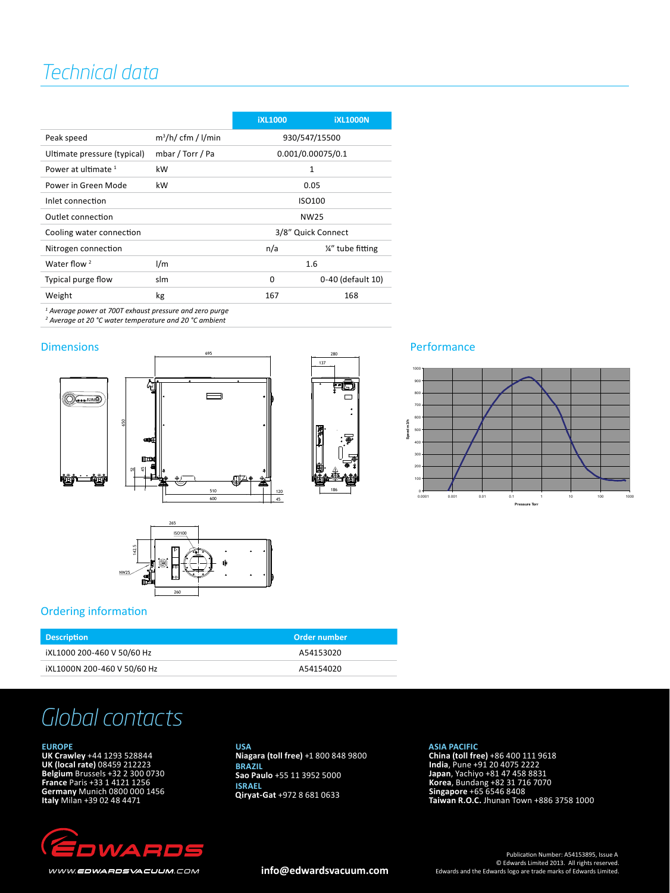# Technical data

| | | iXL1000 | iXL1000N |
|---|---|---|---|
| Peak speed | $m^3$/h/ cfm / l/min | 930/547/15500 | |
| Ultimate pressure (typical) | mbar / Torr / Pa | 0.001/0.00075/0.1 | |
| Power at ultimate [1] | kW | 1 | |
| Power in Green Mode | kW | 0.05 | |
| Inlet connection | | ISO100 | |
| Outlet connection | | NW25 | |
| Cooling water connection | | 3/8" Quick Connect | |
| Nitrogen connection | | n/a | ¼" tube fitting |
| Water flow [2] | l/m | 1.6 | |
| Typical purge flow | slm | 0 | 0-40 (default 10) |
| Weight | kg | 167 | 168 |

*[1] Average power at 700T exhaust pressure and zero purge*
*[2] Average at 20 °C water temperature and 20 °C ambient*

## Dimensions

695
650
52
45
510
600
120
45
280
137
186
265
ISO100
142.5
NW25
260

## Performance

1000
900
800
700
600
500
400
300
200
100
0
Speed m3/h
0.0001
0.001
0.01
0.1
1
10
100
1000
Pressure Torr

## Ordering information

| Description | Order number |
|---|---|
| iXL1000 200-460 V 50/60 Hz | A54153020 |
| iXL1000N 200-460 V 50/60 Hz | A54154020 |

# Global contacts

**EUROPE**
**UK Crawley** +44 1293 528844
**UK (local rate)** 08459 212223
**Belgium** Brussels +32 2 300 0730
**France** Paris +33 1 4121 1256
**Germany** Munich 0800 000 1456
**Italy** Milan +39 02 48 4471

**USA**
**Niagara (toll free)** +1 800 848 9800

**BRAZIL**
**Sao Paulo** +55 11 3952 5000

**ISRAEL**
**Qiryat-Gat** +972 8 681 0633

**ASIA PACIFIC**
**China (toll free)** +86 400 111 9618
**India**, Pune +91 20 4075 2222
**Japan**, Yachiyo +81 47 458 8831
**Korea**, Bundang +82 31 716 7070
**Singapore** +65 6546 8408
**Taiwan R.O.C.** Jhunan Town +886 3758 1000

EDWARDS
WWW.EDWARDSVACUUM.COM

**info@edwardsvacuum.com**

Publication Number: A54153895, Issue A
© Edwards Limited 2013. All rights reserved.
Edwards and the Edwards logo are trade marks of Edwards Limited.